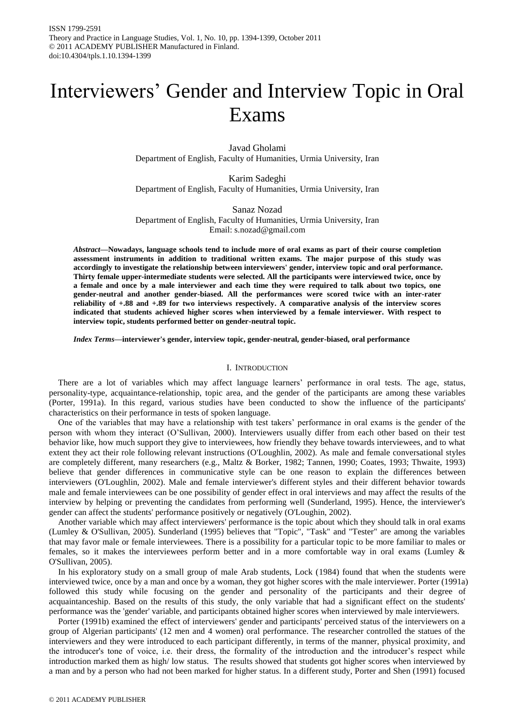# Interviewers' Gender and Interview Topic in Oral Exams

Javad Gholami
Department of English, Faculty of Humanities, Urmia University, Iran

Karim Sadeghi
Department of English, Faculty of Humanities, Urmia University, Iran

Sanaz Nozad
Department of English, Faculty of Humanities, Urmia University, Iran
Email: s.nozad@gmail.com

***Abstract*—Nowadays, language schools tend to include more of oral exams as part of their course completion assessment instruments in addition to traditional written exams. The major purpose of this study was accordingly to investigate the relationship between interviewers' gender, interview topic and oral performance. Thirty female upper-intermediate students were selected. All the participants were interviewed twice, once by a female and once by a male interviewer and each time they were required to talk about two topics, one gender-neutral and another gender-biased. All the performances were scored twice with an inter-rater reliability of +.88 and +.89 for two interviews respectively. A comparative analysis of the interview scores indicated that students achieved higher scores when interviewed by a female interviewer. With respect to interview topic, students performed better on gender-neutral topic.**

***Index Terms*—interviewer's gender, interview topic, gender-neutral, gender-biased, oral performance**

## I. Introduction

There are a lot of variables which may affect language learners' performance in oral tests. The age, status, personality-type, acquaintance-relationship, topic area, and the gender of the participants are among these variables (Porter, 1991a). In this regard, various studies have been conducted to show the influence of the participants' characteristics on their performance in tests of spoken language.

One of the variables that may have a relationship with test takers' performance in oral exams is the gender of the person with whom they interact (O'Sullivan, 2000). Interviewers usually differ from each other based on their test behavior like, how much support they give to interviewees, how friendly they behave towards interviewees, and to what extent they act their role following relevant instructions (O'Loughlin, 2002). As male and female conversational styles are completely different, many researchers (e.g., Maltz & Borker, 1982; Tannen, 1990; Coates, 1993; Thwaite, 1993) believe that gender differences in communicative style can be one reason to explain the differences between interviewers (O'Loughlin, 2002). Male and female interviewer's different styles and their different behavior towards male and female interviewees can be one possibility of gender effect in oral interviews and may affect the results of the interview by helping or preventing the candidates from performing well (Sunderland, 1995). Hence, the interviewer's gender can affect the students' performance positively or negatively (O'Loughin, 2002).

Another variable which may affect interviewers' performance is the topic about which they should talk in oral exams (Lumley & O'Sullivan, 2005). Sunderland (1995) believes that "Topic", "Task" and "Tester" are among the variables that may favor male or female interviewees. There is a possibility for a particular topic to be more familiar to males or females, so it makes the interviewees perform better and in a more comfortable way in oral exams (Lumley & O'Sullivan, 2005).

In his exploratory study on a small group of male Arab students, Lock (1984) found that when the students were interviewed twice, once by a man and once by a woman, they got higher scores with the male interviewer. Porter (1991a) followed this study while focusing on the gender and personality of the participants and their degree of acquaintanceship. Based on the results of this study, the only variable that had a significant effect on the students' performance was the 'gender' variable, and participants obtained higher scores when interviewed by male interviewers.

Porter (1991b) examined the effect of interviewers' gender and participants' perceived status of the interviewers on a group of Algerian participants' (12 men and 4 women) oral performance. The researcher controlled the statues of the interviewers and they were introduced to each participant differently, in terms of the manner, physical proximity, and the introducer's tone of voice, i.e. their dress, the formality of the introduction and the introducer's respect while introduction marked them as high/ low status. The results showed that students got higher scores when interviewed by a man and by a person who had not been marked for higher status. In a different study, Porter and Shen (1991) focused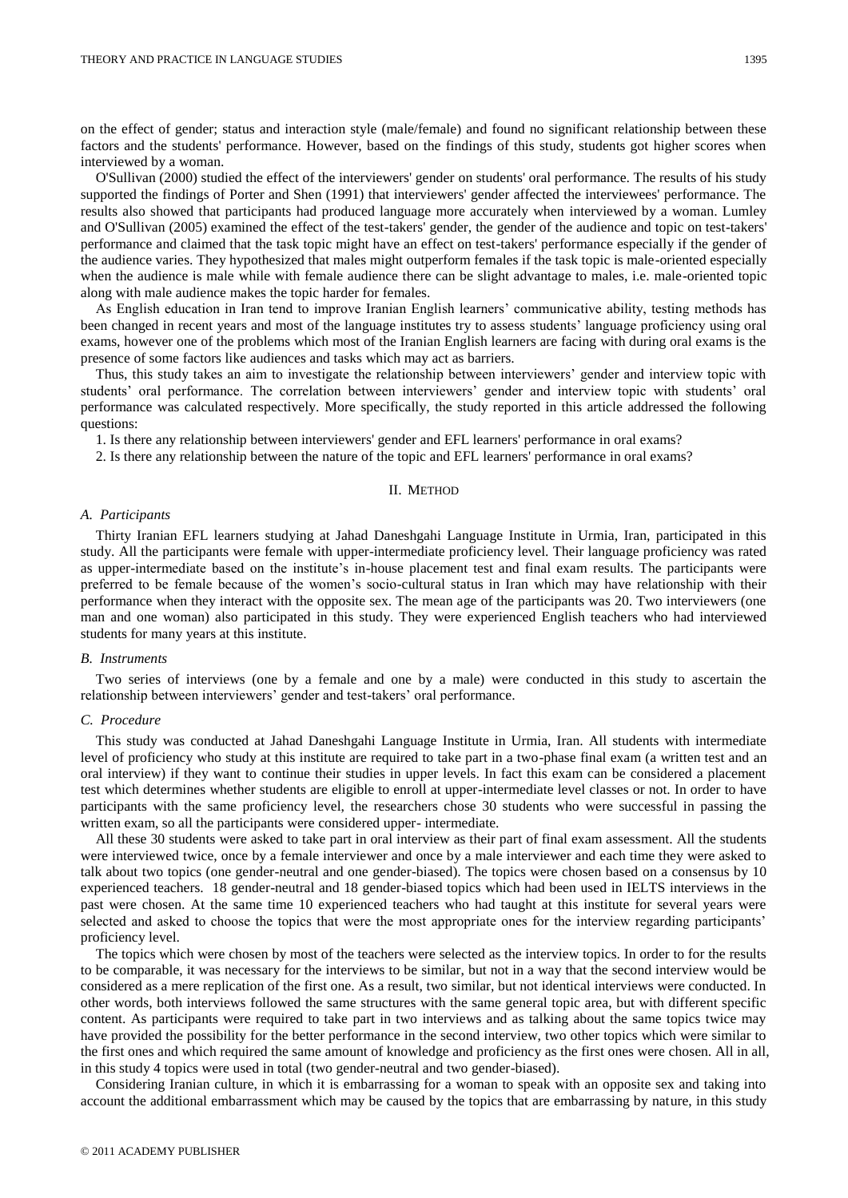on the effect of gender; status and interaction style (male/female) and found no significant relationship between these factors and the students' performance. However, based on the findings of this study, students got higher scores when interviewed by a woman.

O'Sullivan (2000) studied the effect of the interviewers' gender on students' oral performance. The results of his study supported the findings of Porter and Shen (1991) that interviewers' gender affected the interviewees' performance. The results also showed that participants had produced language more accurately when interviewed by a woman. Lumley and O'Sullivan (2005) examined the effect of the test-takers' gender, the gender of the audience and topic on test-takers' performance and claimed that the task topic might have an effect on test-takers' performance especially if the gender of the audience varies. They hypothesized that males might outperform females if the task topic is male-oriented especially when the audience is male while with female audience there can be slight advantage to males, i.e. male-oriented topic along with male audience makes the topic harder for females.

As English education in Iran tend to improve Iranian English learners' communicative ability, testing methods has been changed in recent years and most of the language institutes try to assess students' language proficiency using oral exams, however one of the problems which most of the Iranian English learners are facing with during oral exams is the presence of some factors like audiences and tasks which may act as barriers.

Thus, this study takes an aim to investigate the relationship between interviewers' gender and interview topic with students' oral performance. The correlation between interviewers' gender and interview topic with students' oral performance was calculated respectively. More specifically, the study reported in this article addressed the following questions:

1. Is there any relationship between interviewers' gender and EFL learners' performance in oral exams?

2. Is there any relationship between the nature of the topic and EFL learners' performance in oral exams?

## II. Method

### *A. Participants*

Thirty Iranian EFL learners studying at Jahad Daneshgahi Language Institute in Urmia, Iran, participated in this study. All the participants were female with upper-intermediate proficiency level. Their language proficiency was rated as upper-intermediate based on the institute's in-house placement test and final exam results. The participants were preferred to be female because of the women's socio-cultural status in Iran which may have relationship with their performance when they interact with the opposite sex. The mean age of the participants was 20. Two interviewers (one man and one woman) also participated in this study. They were experienced English teachers who had interviewed students for many years at this institute.

### *B. Instruments*

Two series of interviews (one by a female and one by a male) were conducted in this study to ascertain the relationship between interviewers' gender and test-takers' oral performance.

### *C. Procedure*

This study was conducted at Jahad Daneshgahi Language Institute in Urmia, Iran. All students with intermediate level of proficiency who study at this institute are required to take part in a two-phase final exam (a written test and an oral interview) if they want to continue their studies in upper levels. In fact this exam can be considered a placement test which determines whether students are eligible to enroll at upper-intermediate level classes or not. In order to have participants with the same proficiency level, the researchers chose 30 students who were successful in passing the written exam, so all the participants were considered upper- intermediate.

All these 30 students were asked to take part in oral interview as their part of final exam assessment. All the students were interviewed twice, once by a female interviewer and once by a male interviewer and each time they were asked to talk about two topics (one gender-neutral and one gender-biased). The topics were chosen based on a consensus by 10 experienced teachers. 18 gender-neutral and 18 gender-biased topics which had been used in IELTS interviews in the past were chosen. At the same time 10 experienced teachers who had taught at this institute for several years were selected and asked to choose the topics that were the most appropriate ones for the interview regarding participants' proficiency level.

The topics which were chosen by most of the teachers were selected as the interview topics. In order to for the results to be comparable, it was necessary for the interviews to be similar, but not in a way that the second interview would be considered as a mere replication of the first one. As a result, two similar, but not identical interviews were conducted. In other words, both interviews followed the same structures with the same general topic area, but with different specific content. As participants were required to take part in two interviews and as talking about the same topics twice may have provided the possibility for the better performance in the second interview, two other topics which were similar to the first ones and which required the same amount of knowledge and proficiency as the first ones were chosen. All in all, in this study 4 topics were used in total (two gender-neutral and two gender-biased).

Considering Iranian culture, in which it is embarrassing for a woman to speak with an opposite sex and taking into account the additional embarrassment which may be caused by the topics that are embarrassing by nature, in this study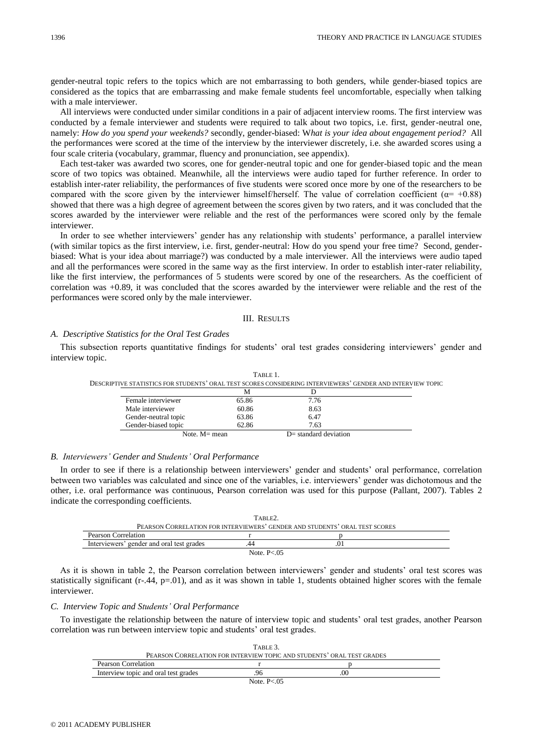gender-neutral topic refers to the topics which are not embarrassing to both genders, while gender-biased topics are considered as the topics that are embarrassing and make female students feel uncomfortable, especially when talking with a male interviewer.

All interviews were conducted under similar conditions in a pair of adjacent interview rooms. The first interview was conducted by a female interviewer and students were required to talk about two topics, i.e. first, gender-neutral one, namely: *How do you spend your weekends?* secondly, gender-biased: W*hat is your idea about engagement period?* All the performances were scored at the time of the interview by the interviewer discretely, i.e. she awarded scores using a four scale criteria (vocabulary, grammar, fluency and pronunciation, see appendix).

Each test-taker was awarded two scores, one for gender-neutral topic and one for gender-biased topic and the mean score of two topics was obtained. Meanwhile, all the interviews were audio taped for further reference. In order to establish inter-rater reliability, the performances of five students were scored once more by one of the researchers to be compared with the score given by the interviewer himself/herself. The value of correlation coefficient ($\alpha= +0.88$) showed that there was a high degree of agreement between the scores given by two raters, and it was concluded that the scores awarded by the interviewer were reliable and the rest of the performances were scored only by the female interviewer.

In order to see whether interviewers' gender has any relationship with students' performance, a parallel interview (with similar topics as the first interview, i.e. first, gender-neutral: How do you spend your free time? Second, gender-biased: What is your idea about marriage?) was conducted by a male interviewer. All the interviews were audio taped and all the performances were scored in the same way as the first interview. In order to establish inter-rater reliability, like the first interview, the performances of 5 students were scored by one of the researchers. As the coefficient of correlation was +0.89, it was concluded that the scores awarded by the interviewer were reliable and the rest of the performances were scored only by the male interviewer.

## III. Results

### *A. Descriptive Statistics for the Oral Test Grades*

This subsection reports quantitative findings for students' oral test grades considering interviewers' gender and interview topic.

TABLE 1.
DESCRIPTIVE STATISTICS FOR STUDENTS' ORAL TEST SCORES CONSIDERING INTERVIEWERS' GENDER AND INTERVIEW TOPIC

| | M | D |
|---|---|---|
| Female interviewer | 65.86 | 7.76 |
| Male interviewer | 60.86 | 8.63 |
| Gender-neutral topic | 63.86 | 6.47 |
| Gender-biased topic | 62.86 | 7.63 |

Note. M= mean D= standard deviation

### *B. Interviewers' Gender and Students' Oral Performance*

In order to see if there is a relationship between interviewers' gender and students' oral performance, correlation between two variables was calculated and since one of the variables, i.e. interviewers' gender was dichotomous and the other, i.e. oral performance was continuous, Pearson correlation was used for this purpose (Pallant, 2007). Tables 2 indicate the corresponding coefficients.

TABLE2.
PEARSON CORRELATION FOR INTERVIEWERS' GENDER AND STUDENTS' ORAL TEST SCORES

| Pearson Correlation | r | p |
|---|---|---|
| Interviewers' gender and oral test grades | .44 | .01 |

Note. $P<.05$

As it is shown in table 2, the Pearson correlation between interviewers' gender and students' oral test scores was statistically significant ($r$-.44, $p$=.01), and as it was shown in table 1, students obtained higher scores with the female interviewer.

### *C. Interview Topic and Students' Oral Performance*

To investigate the relationship between the nature of interview topic and students' oral test grades, another Pearson correlation was run between interview topic and students' oral test grades.

TABLE 3.
PEARSON CORRELATION FOR INTERVIEW TOPIC AND STUDENTS' ORAL TEST GRADES

| Pearson Correlation | r | p |
|---|---|---|
| Interview topic and oral test grades | .96 | .00 |

Note. $P<.05$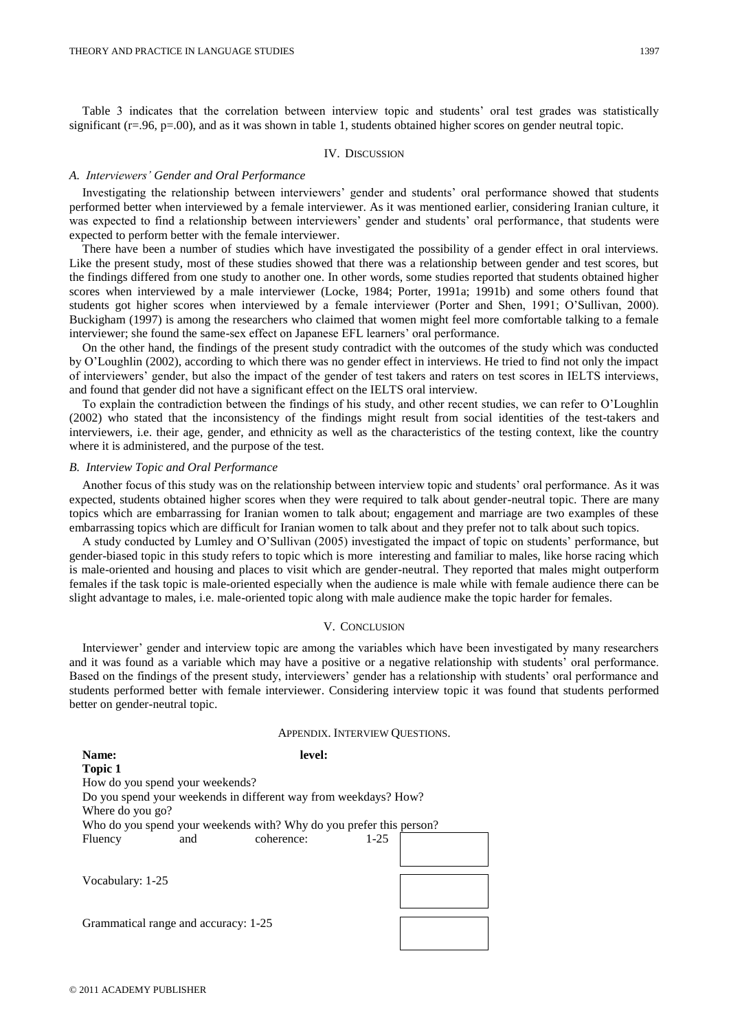Table 3 indicates that the correlation between interview topic and students' oral test grades was statistically significant ($r=.96$, $p=.00$), and as it was shown in table 1, students obtained higher scores on gender neutral topic.

## IV. Discussion

### *A. Interviewers' Gender and Oral Performance*

Investigating the relationship between interviewers' gender and students' oral performance showed that students performed better when interviewed by a female interviewer. As it was mentioned earlier, considering Iranian culture, it was expected to find a relationship between interviewers' gender and students' oral performance, that students were expected to perform better with the female interviewer.

There have been a number of studies which have investigated the possibility of a gender effect in oral interviews. Like the present study, most of these studies showed that there was a relationship between gender and test scores, but the findings differed from one study to another one. In other words, some studies reported that students obtained higher scores when interviewed by a male interviewer (Locke, 1984; Porter, 1991a; 1991b) and some others found that students got higher scores when interviewed by a female interviewer (Porter and Shen, 1991; O'Sullivan, 2000). Buckigham (1997) is among the researchers who claimed that women might feel more comfortable talking to a female interviewer; she found the same-sex effect on Japanese EFL learners' oral performance.

On the other hand, the findings of the present study contradict with the outcomes of the study which was conducted by O'Loughlin (2002), according to which there was no gender effect in interviews. He tried to find not only the impact of interviewers' gender, but also the impact of the gender of test takers and raters on test scores in IELTS interviews, and found that gender did not have a significant effect on the IELTS oral interview.

To explain the contradiction between the findings of his study, and other recent studies, we can refer to O'Loughlin (2002) who stated that the inconsistency of the findings might result from social identities of the test-takers and interviewers, i.e. their age, gender, and ethnicity as well as the characteristics of the testing context, like the country where it is administered, and the purpose of the test.

### *B. Interview Topic and Oral Performance*

Another focus of this study was on the relationship between interview topic and students' oral performance. As it was expected, students obtained higher scores when they were required to talk about gender-neutral topic. There are many topics which are embarrassing for Iranian women to talk about; engagement and marriage are two examples of these embarrassing topics which are difficult for Iranian women to talk about and they prefer not to talk about such topics.

A study conducted by Lumley and O'Sullivan (2005) investigated the impact of topic on students' performance, but gender-biased topic in this study refers to topic which is more interesting and familiar to males, like horse racing which is male-oriented and housing and places to visit which are gender-neutral. They reported that males might outperform females if the task topic is male-oriented especially when the audience is male while with female audience there can be slight advantage to males, i.e. male-oriented topic along with male audience make the topic harder for females.

## V. Conclusion

Interviewer' gender and interview topic are among the variables which have been investigated by many researchers and it was found as a variable which may have a positive or a negative relationship with students' oral performance. Based on the findings of the present study, interviewers' gender has a relationship with students' oral performance and students performed better with female interviewer. Considering interview topic it was found that students performed better on gender-neutral topic.

## Appendix. Interview Questions.

**Name:** **level:**

**Topic 1**

How do you spend your weekends?

Do you spend your weekends in different way from weekdays? How?

Where do you go?

Who do you spend your weekends with? Why do you prefer this person?

Fluency and coherence: 1-25

Vocabulary: 1-25

Grammatical range and accuracy: 1-25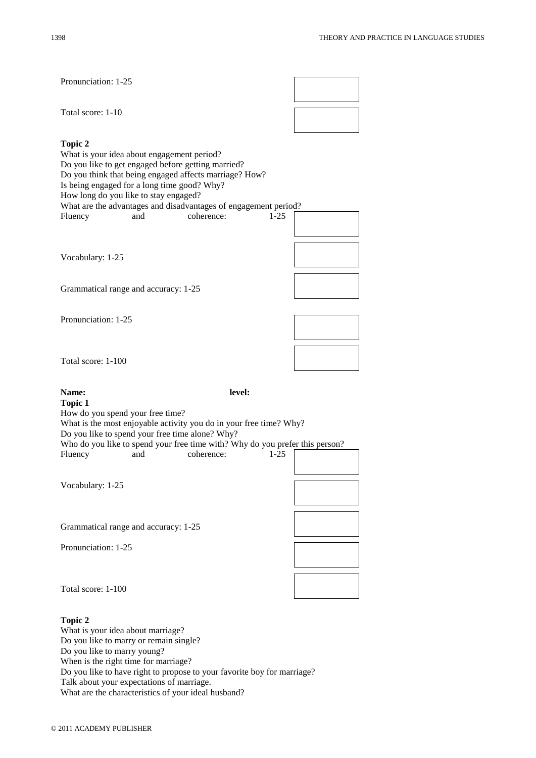Pronunciation: 1-25

Total score: 1-10

**Topic 2**

What is your idea about engagement period?
Do you like to get engaged before getting married?
Do you think that being engaged affects marriage? How?
Is being engaged for a long time good? Why?
How long do you like to stay engaged?
What are the advantages and disadvantages of engagement period?

Fluency and coherence: 1-25

Vocabulary: 1-25

Grammatical range and accuracy: 1-25

Pronunciation: 1-25

Total score: 1-100

**Name:** **level:**

**Topic 1**

How do you spend your free time?
What is the most enjoyable activity you do in your free time? Why?
Do you like to spend your free time alone? Why?
Who do you like to spend your free time with? Why do you prefer this person?

Fluency and coherence: 1-25

Vocabulary: 1-25

Grammatical range and accuracy: 1-25

Pronunciation: 1-25

Total score: 1-100

**Topic 2**

What is your idea about marriage?
Do you like to marry or remain single?
Do you like to marry young?
When is the right time for marriage?
Do you like to have right to propose to your favorite boy for marriage?
Talk about your expectations of marriage.
What are the characteristics of your ideal husband?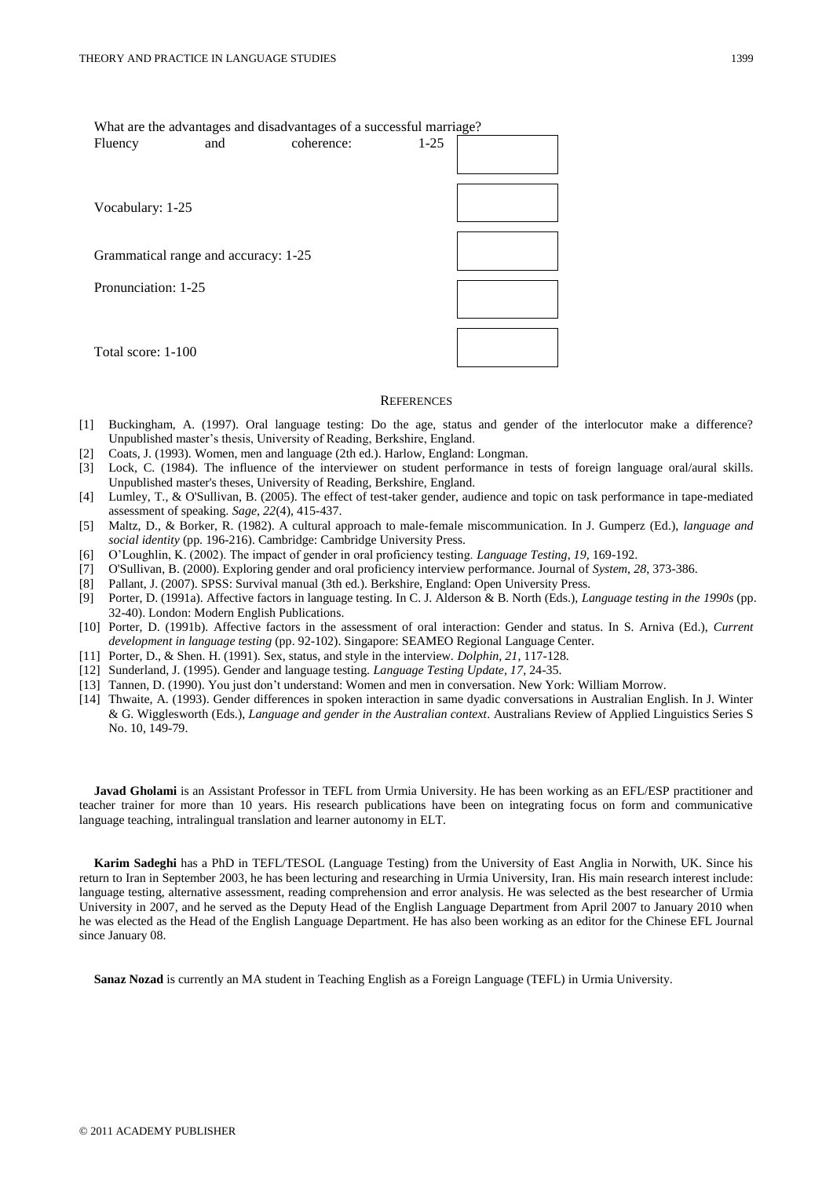What are the advantages and disadvantages of a successful marriage?

Fluency and coherence: 1-25

Vocabulary: 1-25

Grammatical range and accuracy: 1-25

Pronunciation: 1-25

Total score: 1-100

## REFERENCES

[1] Buckingham, A. (1997). Oral language testing: Do the age, status and gender of the interlocutor make a difference? Unpublished master's thesis, University of Reading, Berkshire, England.

[2] Coats, J. (1993). Women, men and language (2th ed.). Harlow, England: Longman.

[3] Lock, C. (1984). The influence of the interviewer on student performance in tests of foreign language oral/aural skills. Unpublished master's theses, University of Reading, Berkshire, England.

[4] Lumley, T., & O'Sullivan, B. (2005). The effect of test-taker gender, audience and topic on task performance in tape-mediated assessment of speaking. *Sage, 22*(4), 415-437.

[5] Maltz, D., & Borker, R. (1982). A cultural approach to male-female miscommunication. In J. Gumperz (Ed.), *language and social identity* (pp. 196-216). Cambridge: Cambridge University Press.

[6] O'Loughlin, K. (2002). The impact of gender in oral proficiency testing. *Language Testing, 19*, 169-192.

[7] O'Sullivan, B. (2000). Exploring gender and oral proficiency interview performance. Journal of *System, 28*, 373-386.

[8] Pallant, J. (2007). SPSS: Survival manual (3th ed.). Berkshire, England: Open University Press.

[9] Porter, D. (1991a). Affective factors in language testing. In C. J. Alderson & B. North (Eds.), *Language testing in the 1990s* (pp. 32-40). London: Modern English Publications.

[10] Porter, D. (1991b). Affective factors in the assessment of oral interaction: Gender and status. In S. Arniva (Ed.), *Current development in language testing* (pp. 92-102). Singapore: SEAMEO Regional Language Center.

[11] Porter, D., & Shen. H. (1991). Sex, status, and style in the interview. *Dolphin, 21*, 117-128.

[12] Sunderland, J. (1995). Gender and language testing. *Language Testing Update, 17*, 24-35.

[13] Tannen, D. (1990). You just don't understand: Women and men in conversation. New York: William Morrow.

[14] Thwaite, A. (1993). Gender differences in spoken interaction in same dyadic conversations in Australian English. In J. Winter & G. Wigglesworth (Eds.), *Language and gender in the Australian context*. Australians Review of Applied Linguistics Series S No. 10, 149-79.

**Javad Gholami** is an Assistant Professor in TEFL from Urmia University. He has been working as an EFL/ESP practitioner and teacher trainer for more than 10 years. His research publications have been on integrating focus on form and communicative language teaching, intralingual translation and learner autonomy in ELT.

**Karim Sadeghi** has a PhD in TEFL/TESOL (Language Testing) from the University of East Anglia in Norwith, UK. Since his return to Iran in September 2003, he has been lecturing and researching in Urmia University, Iran. His main research interest include: language testing, alternative assessment, reading comprehension and error analysis. He was selected as the best researcher of Urmia University in 2007, and he served as the Deputy Head of the English Language Department from April 2007 to January 2010 when he was elected as the Head of the English Language Department. He has also been working as an editor for the Chinese EFL Journal since January 08.

**Sanaz Nozad** is currently an MA student in Teaching English as a Foreign Language (TEFL) in Urmia University.